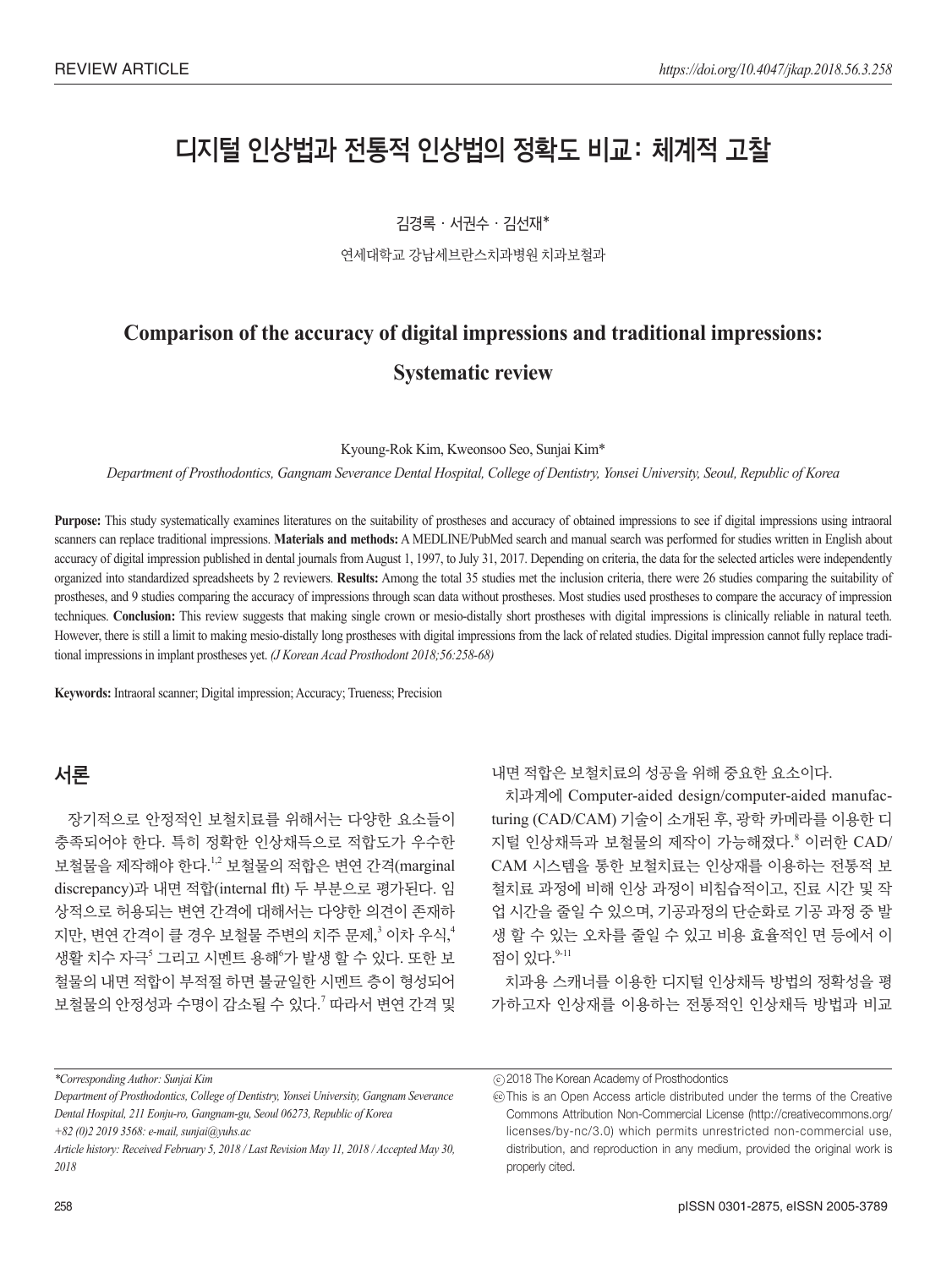# 디지털 인상법과 전통적 인상법의 정확도 비교: 체계적 고찰

김경록 · 서권수 · 김선재*

연세대학교 강남세브란스치과병원 치과보철과

# Comparison of the accuracy of digital impressions and traditional impressions: Systematic review

Kyoung-Rok Kim, Kweonsoo Seo, Sunjai Kim*

*Department of Prosthodontics, Gangnam Severance Dental Hospital, College of Dentistry, Yonsei University, Seoul, Republic of Korea*

**Purpose:** This study systematically examines literatures on the suitability of prostheses and accuracy of obtained impressions to see if digital impressions using intraoral scanners can replace traditional impressions. **Materials and methods:** A MEDLINE/PubMed search and manual search was performed for studies written in English about accuracy of digital impression published in dental journals from August 1, 1997, to July 31, 2017. Depending on criteria, the data for the selected articles were independently organized into standardized spreadsheets by 2 reviewers. **Results:** Among the total 35 studies met the inclusion criteria, there were 26 studies comparing the suitability of prostheses, and 9 studies comparing the accuracy of impressions through scan data without prostheses. Most studies used prostheses to compare the accuracy of impression techniques. **Conclusion:** This review suggests that making single crown or mesio-distally short prostheses with digital impressions is clinically reliable in natural teeth. However, there is still a limit to making mesio-distally long prostheses with digital impressions from the lack of related studies. Digital impression cannot fully replace traditional impressions in implant prostheses yet. *(J Korean Acad Prosthodont 2018;56:258-68)*

**Keywords:** Intraoral scanner; Digital impression; Accuracy; Trueness; Precision

## 서론

장기적으로 안정적인 보철치료를 위해서는 다양한 요소들이 충족되어야 한다. 특히 정확한 인상채득으로 적합도가 우수한 보철물을 제작해야 한다.[1,2] 보철물의 적합은 변연 간격(marginal discrepancy)과 내면 적합(internal fit) 두 부분으로 평가된다. 임상적으로 허용되는 변연 간격에 대해서는 다양한 의견이 존재하지만, 변연 간격이 클 경우 보철물 주변의 치주 문제,[3] 이차 우식,[4] 생활 치수 자극[5] 그리고 시멘트 용해[6]가 발생 할 수 있다. 또한 보철물의 내면 적합이 부적절 하면 불균일한 시멘트 층이 형성되어 보철물의 안정성과 수명이 감소될 수 있다.[7] 따라서 변연 간격 및 내면 적합은 보철치료의 성공을 위해 중요한 요소이다.

치과계에 Computer-aided design/computer-aided manufacturing (CAD/CAM) 기술이 소개된 후, 광학 카메라를 이용한 디지털 인상채득과 보철물의 제작이 가능해졌다.[8] 이러한 CAD/CAM 시스템을 통한 보철치료는 인상재를 이용하는 전통적 보철치료 과정에 비해 인상 과정이 비침습적이고, 진료 시간 및 작업 시간을 줄일 수 있으며, 기공과정의 단순화로 기공 과정 중 발생 할 수 있는 오차를 줄일 수 있고 비용 효율적인 면 등에서 이점이 있다.[9-11]

치과용 스캐너를 이용한 디지털 인상채득 방법의 정확성을 평가하고자 인상재를 이용하는 전통적인 인상채득 방법과 비교

---

*Corresponding Author: Sunjai Kim*
*Department of Prosthodontics, College of Dentistry, Yonsei University, Gangnam Severance Dental Hospital, 211 Eonju-ro, Gangnam-gu, Seoul 06273, Republic of Korea*
*+82 (0)2 2019 3568: e-mail, sunjai@yuhs.ac*
*Article history: Received February 5, 2018 / Last Revision May 11, 2018 / Accepted May 30, 2018*

ⓒ 2018 The Korean Academy of Prosthodontics
This is an Open Access article distributed under the terms of the Creative Commons Attribution Non-Commercial License (http://creativecommons.org/licenses/by-nc/3.0) which permits unrestricted non-commercial use, distribution, and reproduction in any medium, provided the original work is properly cited.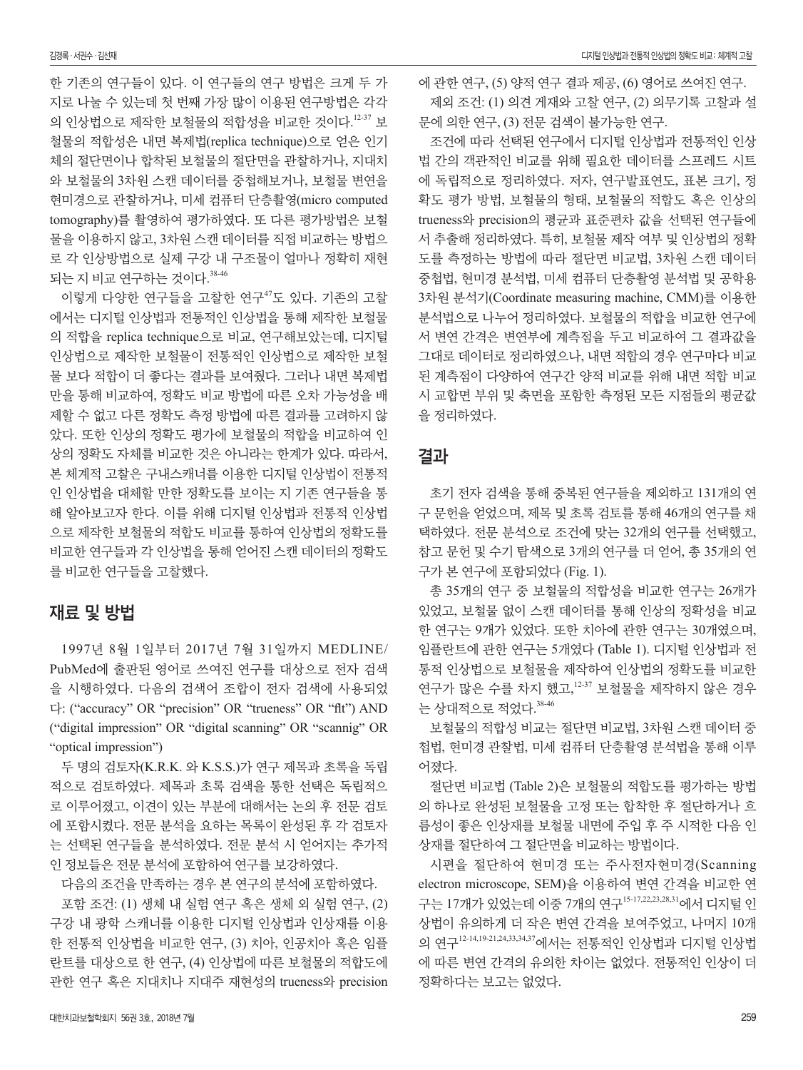한 기존의 연구들이 있다. 이 연구들의 연구 방법은 크게 두 가지로 나눌 수 있는데 첫 번째 가장 많이 이용된 연구방법은 각각의 인상법으로 제작한 보철물의 적합성을 비교한 것이다.[12-37] 보철물의 적합성은 내면 복제법(replica technique)으로 얻은 인기체의 절단면이나 합착된 보철물의 절단면을 관찰하거나, 지대치와 보철물의 3차원 스캔 데이터를 중첩해보거나, 보철물 변연을 현미경으로 관찰하거나, 미세 컴퓨터 단층촬영(micro computed tomography)를 촬영하여 평가하였다. 또 다른 평가방법은 보철물을 이용하지 않고, 3차원 스캔 데이터를 직접 비교하는 방법으로 각 인상방법으로 실제 구강 내 구조물이 얼마나 정확히 재현되는 지 비교 연구하는 것이다.[38-46]

이렇게 다양한 연구들을 고찰한 연구[47]도 있다. 기존의 고찰에서는 디지털 인상법과 전통적인 인상법을 통해 제작한 보철물의 적합을 replica technique으로 비교, 연구해보았는데, 디지털 인상법으로 제작한 보철물이 전통적인 인상법으로 제작한 보철물 보다 적합이 더 좋다는 결과를 보여줬다. 그러나 내면 복제법만을 통해 비교하여, 정확도 비교 방법에 따른 오차 가능성을 배제할 수 없고 다른 정확도 측정 방법에 따른 결과를 고려하지 않았다. 또한 인상의 정확도 평가에 보철물의 적합을 비교하여 인상의 정확도 자체를 비교한 것은 아니라는 한계가 있다. 따라서, 본 체계적 고찰은 구내스캐너를 이용한 디지털 인상법이 전통적인 인상법을 대체할 만한 정확도를 보이는 지 기존 연구들을 통해 알아보고자 한다. 이를 위해 디지털 인상법과 전통적 인상법으로 제작한 보철물의 적합도 비교를 통하여 인상법의 정확도를 비교한 연구들과 각 인상법을 통해 얻어진 스캔 데이터의 정확도를 비교한 연구들을 고찰했다.

## 재료 및 방법

1997년 8월 1일부터 2017년 7월 31일까지 MEDLINE/PubMed에 출판된 영어로 쓰여진 연구를 대상으로 전자 검색을 시행하였다. 다음의 검색어 조합이 전자 검색에 사용되었다: ("accuracy" OR "precision" OR "trueness" OR "fit") AND ("digital impression" OR "digital scanning" OR "scannig" OR "optical impression")

두 명의 검토자(K.R.K. 와 K.S.S.)가 연구 제목과 초록을 독립적으로 검토하였다. 제목과 초록 검색을 통한 선택은 독립적으로 이루어졌고, 이견이 있는 부분에 대해서는 논의 후 전문 검토에 포함시켰다. 전문 분석을 요하는 목록이 완성된 후 각 검토자는 선택된 연구들을 분석하였다. 전문 분석 시 얻어지는 추가적인 정보들은 전문 분석에 포함하여 연구를 보강하였다.

다음의 조건을 만족하는 경우 본 연구의 분석에 포함하였다.

포함 조건: (1) 생체 내 실험 연구 혹은 생체 외 실험 연구, (2) 구강 내 광학 스캐너를 이용한 디지털 인상법과 인상재를 이용한 전통적 인상법을 비교한 연구, (3) 치아, 인공치아 혹은 임플란트를 대상으로 한 연구, (4) 인상법에 따른 보철물의 적합도에 관한 연구 혹은 지대치나 지대주 재현성의 trueness와 precision에 관한 연구, (5) 양적 연구 결과 제공, (6) 영어로 쓰여진 연구.

제외 조건: (1) 의견 게재와 고찰 연구, (2) 의무기록 고찰과 설문에 의한 연구, (3) 전문 검색이 불가능한 연구.

조건에 따라 선택된 연구에서 디지털 인상법과 전통적인 인상법 간의 객관적인 비교를 위해 필요한 데이터를 스프레드 시트에 독립적으로 정리하였다. 저자, 연구발표연도, 표본 크기, 정확도 평가 방법, 보철물의 형태, 보철물의 적합도 혹은 인상의 trueness와 precision의 평균과 표준편차 값을 선택된 연구들에서 추출해 정리하였다. 특히, 보철물 제작 여부 및 인상법의 정확도를 측정하는 방법에 따라 절단면 비교법, 3차원 스캔 데이터 중첩법, 현미경 분석법, 미세 컴퓨터 단층촬영 분석법 및 공학용 3차원 분석기(Coordinate measuring machine, CMM)를 이용한 분석법으로 나누어 정리하였다. 보철물의 적합을 비교한 연구에서 변연 간격은 변연부에 계측점을 두고 비교하여 그 결과값을 그대로 데이터로 정리하였으나, 내면 적합의 경우 연구마다 비교된 계측점이 다양하여 연구간 양적 비교를 위해 내면 적합 비교 시 교합면 부위 및 축면을 포함한 측정된 모든 지점들의 평균값을 정리하였다.

## 결과

초기 전자 검색을 통해 중복된 연구들을 제외하고 131개의 연구 문헌을 얻었으며, 제목 및 초록 검토를 통해 46개의 연구를 채택하였다. 전문 분석으로 조건에 맞는 32개의 연구를 선택했고, 참고 문헌 및 수기 탐색으로 3개의 연구를 더 얻어, 총 35개의 연구가 본 연구에 포함되었다 (Fig. 1).

총 35개의 연구 중 보철물의 적합성을 비교한 연구는 26개가 있었고, 보철물 없이 스캔 데이터를 통해 인상의 정확성을 비교한 연구는 9개가 있었다. 또한 치아에 관한 연구는 30개였으며, 임플란트에 관한 연구는 5개였다 (Table 1). 디지털 인상법과 전통적 인상법으로 보철물을 제작하여 인상법의 정확도를 비교한 연구가 많은 수를 차지 했고,[12-37] 보철물을 제작하지 않은 경우는 상대적으로 적었다.[38-46]

보철물의 적합성 비교는 절단면 비교법, 3차원 스캔 데이터 중첩법, 현미경 관찰법, 미세 컴퓨터 단층촬영 분석법을 통해 이루어졌다.

절단면 비교법 (Table 2)은 보철물의 적합도를 평가하는 방법의 하나로 완성된 보철물을 고정 또는 합착한 후 절단하거나 흐름성이 좋은 인상재를 보철물 내면에 주입 후 주 시적한 다음 인상재를 절단하여 그 절단면을 비교하는 방법이다.

시편을 절단하여 현미경 또는 주사전자현미경(Scanning electron microscope, SEM)을 이용하여 변연 간격을 비교한 연구는 17개가 있었는데 이중 7개의 연구[15-17,22,23,28,31]에서 디지털 인상법이 유의하게 더 작은 변연 간격을 보여주었고, 나머지 10개의 연구[12-14,19-21,24,33,34,37]에서는 전통적인 인상법과 디지털 인상법에 따른 변연 간격의 유의한 차이는 없었다. 전통적인 인상이 더 정확하다는 보고는 없었다.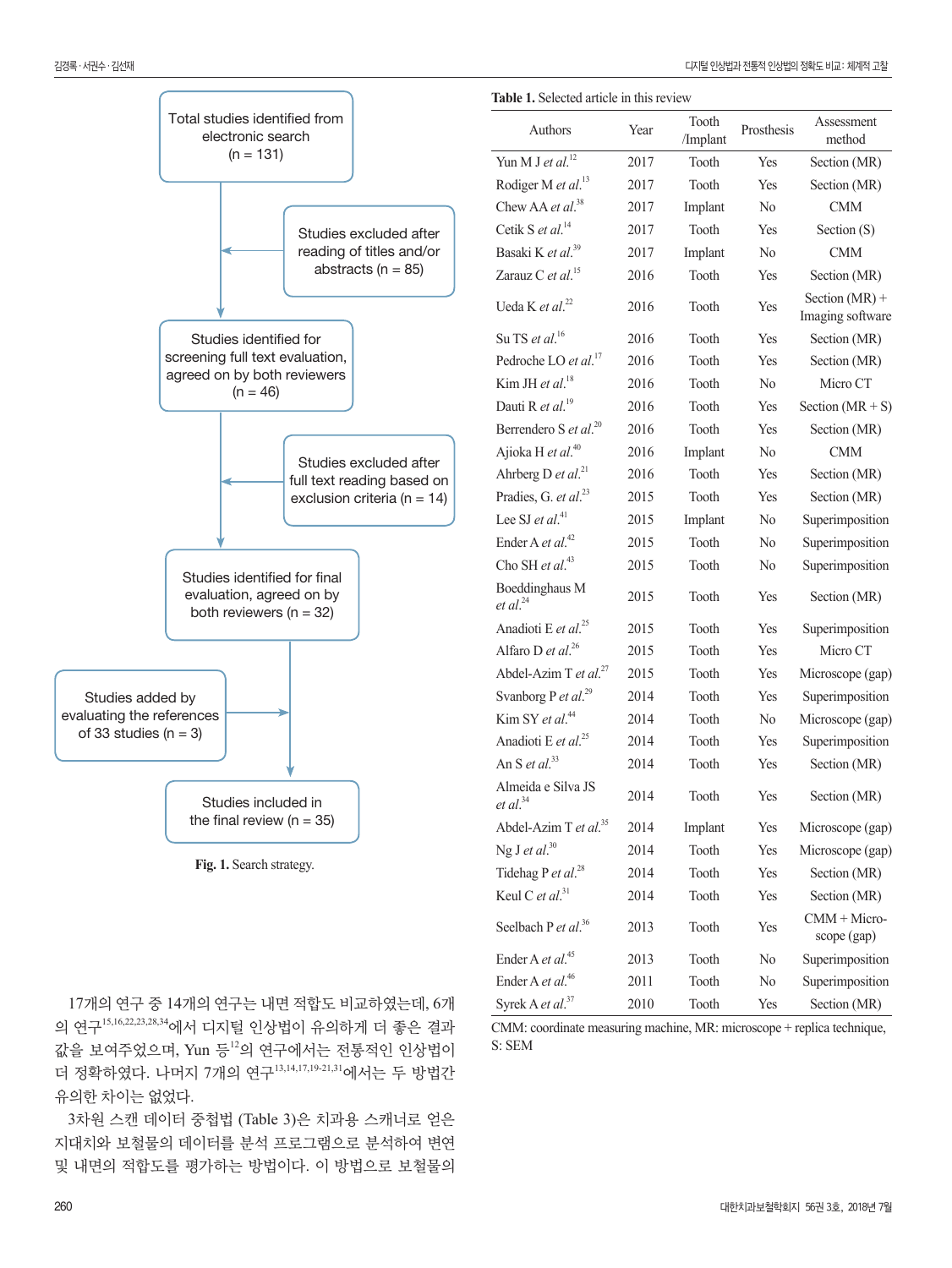Total studies identified from electronic search (n = 131)

Studies excluded after reading of titles and/or abstracts (n = 85)

Studies identified for screening full text evaluation, agreed on by both reviewers (n = 46)

Studies excluded after full text reading based on exclusion criteria (n = 14)

Studies identified for final evaluation, agreed on by both reviewers (n = 32)

Studies added by evaluating the references of 33 studies (n = 3)

Studies included in the final review (n = 35)

**Fig. 1.** Search strategy.

17개의 연구 중 14개의 연구는 내면 적합도 비교하였는데, 6개의 연구[15,16,22,23,28,34]에서 디지털 인상법이 유의하게 더 좋은 결과값을 보여주었으며, Yun 등[12]의 연구에서는 전통적인 인상법이 더 정확하였다. 나머지 7개의 연구[13,14,17,19-21,31]에서는 두 방법간 유의한 차이는 없었다.

3차원 스캔 데이터 중첩법 (Table 3)은 치과용 스캐너로 얻은 지대치와 보철물의 데이터를 분석 프로그램으로 분석하여 변연 및 내면의 적합도를 평가하는 방법이다. 이 방법으로 보철물의

**Table 1.** Selected article in this review

| Authors | Year | Tooth /Implant | Prosthesis | Assessment method |
|---|---|---|---|---|
| Yun M J *et al.*[12] | 2017 | Tooth | Yes | Section (MR) |
| Rodiger M *et al.*[13] | 2017 | Tooth | Yes | Section (MR) |
| Chew AA *et al.*[38] | 2017 | Implant | No | CMM |
| Cetik S *et al.*[14] | 2017 | Tooth | Yes | Section (S) |
| Basaki K *et al.*[39] | 2017 | Implant | No | CMM |
| Zarauz C *et al.*[15] | 2016 | Tooth | Yes | Section (MR) |
| Ueda K *et al.*[22] | 2016 | Tooth | Yes | Section (MR) + Imaging software |
| Su TS *et al.*[16] | 2016 | Tooth | Yes | Section (MR) |
| Pedroche LO *et al.*[17] | 2016 | Tooth | Yes | Section (MR) |
| Kim JH *et al.*[18] | 2016 | Tooth | No | Micro CT |
| Dauti R *et al.*[19] | 2016 | Tooth | Yes | Section (MR + S) |
| Berrendero S *et al.*[20] | 2016 | Tooth | Yes | Section (MR) |
| Ajioka H *et al.*[40] | 2016 | Implant | No | CMM |
| Ahrberg D *et al.*[21] | 2016 | Tooth | Yes | Section (MR) |
| Pradies, G. *et al.*[23] | 2015 | Tooth | Yes | Section (MR) |
| Lee SJ *et al.*[41] | 2015 | Implant | No | Superimposition |
| Ender A *et al.*[42] | 2015 | Tooth | No | Superimposition |
| Cho SH *et al.*[43] | 2015 | Tooth | No | Superimposition |
| Boeddinghaus M *et al.*[24] | 2015 | Tooth | Yes | Section (MR) |
| Anadioti E *et al.*[25] | 2015 | Tooth | Yes | Superimposition |
| Alfaro D *et al.*[26] | 2015 | Tooth | Yes | Micro CT |
| Abdel-Azim T *et al.*[27] | 2015 | Tooth | Yes | Microscope (gap) |
| Svanborg P *et al.*[29] | 2014 | Tooth | Yes | Superimposition |
| Kim SY *et al.*[44] | 2014 | Tooth | No | Microscope (gap) |
| Anadioti E *et al.*[25] | 2014 | Tooth | Yes | Superimposition |
| An S *et al.*[33] | 2014 | Tooth | Yes | Section (MR) |
| Almeida e Silva JS *et al.*[34] | 2014 | Tooth | Yes | Section (MR) |
| Abdel-Azim T *et al.*[35] | 2014 | Implant | Yes | Microscope (gap) |
| Ng J *et al.*[30] | 2014 | Tooth | Yes | Microscope (gap) |
| Tidehag P *et al.*[28] | 2014 | Tooth | Yes | Section (MR) |
| Keul C *et al.*[31] | 2014 | Tooth | Yes | Section (MR) |
| Seelbach P *et al.*[36] | 2013 | Tooth | Yes | CMM + Microscope (gap) |
| Ender A *et al.*[45] | 2013 | Tooth | No | Superimposition |
| Ender A *et al.*[46] | 2011 | Tooth | No | Superimposition |
| Syrek A *et al.*[37] | 2010 | Tooth | Yes | Section (MR) |

CMM: coordinate measuring machine, MR: microscope + replica technique, S: SEM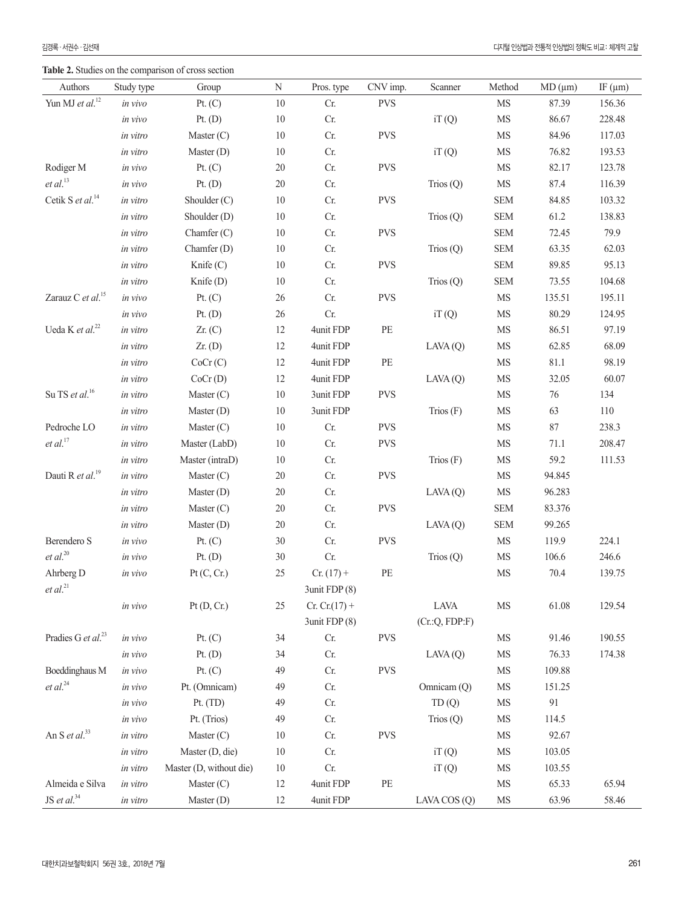**Table 2.** Studies on the comparison of cross section

| Authors | Study type | Group | N | Pros. type | CNV imp. | Scanner | Method | MD (μm) | IF (μm) |
|---|---|---|---|---|---|---|---|---|---|
| Yun MJ *et al.*[12] | *in vivo* | Pt. (C) | 10 | Cr. | PVS | | MS | 87.39 | 156.36 |
| | *in vivo* | Pt. (D) | 10 | Cr. | | iT (Q) | MS | 86.67 | 228.48 |
| | *in vitro* | Master (C) | 10 | Cr. | PVS | | MS | 84.96 | 117.03 |
| | *in vitro* | Master (D) | 10 | Cr. | | iT (Q) | MS | 76.82 | 193.53 |
| Rodiger M *et al.*[13] | *in vivo* | Pt. (C) | 20 | Cr. | PVS | | MS | 82.17 | 123.78 |
| | *in vivo* | Pt. (D) | 20 | Cr. | | Trios (Q) | MS | 87.4 | 116.39 |
| Cetik S *et al.*[14] | *in vitro* | Shoulder (C) | 10 | Cr. | PVS | | SEM | 84.85 | 103.32 |
| | *in vitro* | Shoulder (D) | 10 | Cr. | | Trios (Q) | SEM | 61.2 | 138.83 |
| | *in vitro* | Chamfer (C) | 10 | Cr. | PVS | | SEM | 72.45 | 79.9 |
| | *in vitro* | Chamfer (D) | 10 | Cr. | | Trios (Q) | SEM | 63.35 | 62.03 |
| | *in vitro* | Knife (C) | 10 | Cr. | PVS | | SEM | 89.85 | 95.13 |
| | *in vitro* | Knife (D) | 10 | Cr. | | Trios (Q) | SEM | 73.55 | 104.68 |
| Zarauz C *et al.*[15] | *in vivo* | Pt. (C) | 26 | Cr. | PVS | | MS | 135.51 | 195.11 |
| | *in vivo* | Pt. (D) | 26 | Cr. | | iT (Q) | MS | 80.29 | 124.95 |
| Ueda K *et al.*[22] | *in vitro* | Zr. (C) | 12 | 4unit FDP | PE | | MS | 86.51 | 97.19 |
| | *in vitro* | Zr. (D) | 12 | 4unit FDP | | LAVA (Q) | MS | 62.85 | 68.09 |
| | *in vitro* | CoCr (C) | 12 | 4unit FDP | PE | | MS | 81.1 | 98.19 |
| | *in vitro* | CoCr (D) | 12 | 4unit FDP | | LAVA (Q) | MS | 32.05 | 60.07 |
| Su TS *et al.*[16] | *in vitro* | Master (C) | 10 | 3unit FDP | PVS | | MS | 76 | 134 |
| | *in vitro* | Master (D) | 10 | 3unit FDP | | Trios (F) | MS | 63 | 110 |
| Pedroche LO *et al.*[17] | *in vitro* | Master (C) | 10 | Cr. | PVS | | MS | 87 | 238.3 |
| | *in vitro* | Master (LabD) | 10 | Cr. | PVS | | MS | 71.1 | 208.47 |
| | *in vitro* | Master (intraD) | 10 | Cr. | | Trios (F) | MS | 59.2 | 111.53 |
| Dauti R *et al.*[19] | *in vitro* | Master (C) | 20 | Cr. | PVS | | MS | 94.845 | |
| | *in vitro* | Master (D) | 20 | Cr. | | LAVA (Q) | MS | 96.283 | |
| | *in vitro* | Master (C) | 20 | Cr. | PVS | | SEM | 83.376 | |
| | *in vitro* | Master (D) | 20 | Cr. | | LAVA (Q) | SEM | 99.265 | |
| Berendero S *et al.*[20] | *in vivo* | Pt. (C) | 30 | Cr. | PVS | | MS | 119.9 | 224.1 |
| | *in vivo* | Pt. (D) | 30 | Cr. | | Trios (Q) | MS | 106.6 | 246.6 |
| Ahrberg D *et al.*[21] | *in vivo* | Pt (C, Cr.) | 25 | Cr. (17) + 3unit FDP (8) | PE | | MS | 70.4 | 139.75 |
| | *in vivo* | Pt (D, Cr.) | 25 | Cr. Cr.(17) + 3unit FDP (8) | | LAVA (Cr.:Q, FDP:F) | MS | 61.08 | 129.54 |
| Pradies G *et al.*[23] | *in vivo* | Pt. (C) | 34 | Cr. | PVS | | MS | 91.46 | 190.55 |
| | *in vivo* | Pt. (D) | 34 | Cr. | | LAVA (Q) | MS | 76.33 | 174.38 |
| Boeddinghaus M *et al.*[24] | *in vivo* | Pt. (C) | 49 | Cr. | PVS | | MS | 109.88 | |
| | *in vivo* | Pt. (Omnicam) | 49 | Cr. | | Omnicam (Q) | MS | 151.25 | |
| | *in vivo* | Pt. (TD) | 49 | Cr. | | TD (Q) | MS | 91 | |
| | *in vivo* | Pt. (Trios) | 49 | Cr. | | Trios (Q) | MS | 114.5 | |
| An S *et al.*[33] | *in vitro* | Master (C) | 10 | Cr. | PVS | | MS | 92.67 | |
| | *in vitro* | Master (D, die) | 10 | Cr. | | iT (Q) | MS | 103.05 | |
| | *in vitro* | Master (D, without die) | 10 | Cr. | | iT (Q) | MS | 103.55 | |
| Almeida e Silva JS *et al.*[34] | *in vitro* | Master (C) | 12 | 4unit FDP | PE | | MS | 65.33 | 65.94 |
| | *in vitro* | Master (D) | 12 | 4unit FDP | | LAVA COS (Q) | MS | 63.96 | 58.46 |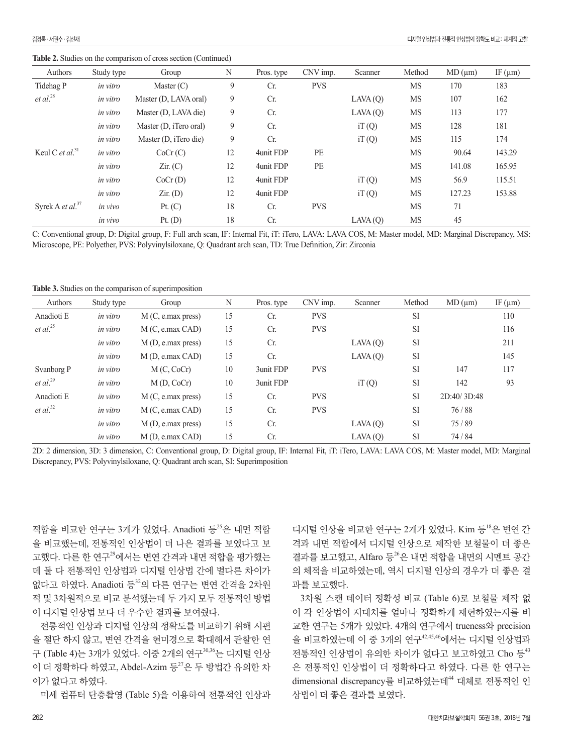**Table 2.** Studies on the comparison of cross section (Continued)

| Authors | Study type | Group | N | Pros. type | CNV imp. | Scanner | Method | MD (μm) | IF (μm) |
|---|---|---|---|---|---|---|---|---|---|
| Tidehag P | *in vitro* | Master (C) | 9 | Cr. | PVS | | MS | 170 | 183 |
| *et al.*[28] | *in vitro* | Master (D, LAVA oral) | 9 | Cr. | | LAVA (Q) | MS | 107 | 162 |
| | *in vitro* | Master (D, LAVA die) | 9 | Cr. | | LAVA (Q) | MS | 113 | 177 |
| | *in vitro* | Master (D, iTero oral) | 9 | Cr. | | iT (Q) | MS | 128 | 181 |
| | *in vitro* | Master (D, iTero die) | 9 | Cr. | | iT (Q) | MS | 115 | 174 |
| Keul C *et al.*[31] | *in vitro* | CoCr (C) | 12 | 4unit FDP | PE | | MS | 90.64 | 143.29 |
| | *in vitro* | Zir. (C) | 12 | 4unit FDP | PE | | MS | 141.08 | 165.95 |
| | *in vitro* | CoCr (D) | 12 | 4unit FDP | | iT (Q) | MS | 56.9 | 115.51 |
| | *in vitro* | Zir. (D) | 12 | 4unit FDP | | iT (Q) | MS | 127.23 | 153.88 |
| Syrek A *et al.*[37] | *in vivo* | Pt. (C) | 18 | Cr. | PVS | | MS | 71 | |
| | *in vivo* | Pt. (D) | 18 | Cr. | | LAVA (Q) | MS | 45 | |

C: Conventional group, D: Digital group, F: Full arch scan, IF: Internal Fit, iT: iTero, LAVA: LAVA COS, M: Master model, MD: Marginal Discrepancy, MS: Microscope, PE: Polyether, PVS: Polyvinylsiloxane, Q: Quadrant arch scan, TD: True Definition, Zir: Zirconia

**Table 3.** Studies on the comparison of superimposition

| Authors | Study type | Group | N | Pros. type | CNV imp. | Scanner | Method | MD (μm) | IF (μm) |
|---|---|---|---|---|---|---|---|---|---|
| Anadioti E | *in vitro* | M (C, e.max press) | 15 | Cr. | PVS | | SI | | 110 |
| *et al.*[25] | *in vitro* | M (C, e.max CAD) | 15 | Cr. | PVS | | SI | | 116 |
| | *in vitro* | M (D, e.max press) | 15 | Cr. | | LAVA (Q) | SI | | 211 |
| | *in vitro* | M (D, e.max CAD) | 15 | Cr. | | LAVA (Q) | SI | | 145 |
| Svanborg P | *in vitro* | M (C, CoCr) | 10 | 3unit FDP | PVS | | SI | 147 | 117 |
| *et al.*[29] | *in vitro* | M (D, CoCr) | 10 | 3unit FDP | | iT (Q) | SI | 142 | 93 |
| Anadioti E | *in vitro* | M (C, e.max press) | 15 | Cr. | PVS | | SI | 2D:40/ 3D:48 | |
| *et al.*[32] | *in vitro* | M (C, e.max CAD) | 15 | Cr. | PVS | | SI | 76 / 88 | |
| | *in vitro* | M (D, e.max press) | 15 | Cr. | | LAVA (Q) | SI | 75 / 89 | |
| | *in vitro* | M (D, e.max CAD) | 15 | Cr. | | LAVA (Q) | SI | 74 / 84 | |

2D: 2 dimension, 3D: 3 dimension, C: Conventional group, D: Digital group, IF: Internal Fit, iT: iTero, LAVA: LAVA COS, M: Master model, MD: Marginal Discrepancy, PVS: Polyvinylsiloxane, Q: Quadrant arch scan, SI: Superimposition

적합을 비교한 연구는 3개가 있었다. Anadioti 등[25]은 내면 적합을 비교했는데, 전통적인 인상법이 더 나은 결과를 보였다고 보고했다. 다른 한 연구[29]에서는 변연 간격과 내면 적합을 평가했는데 둘 다 전통적인 인상법과 디지털 인상법 간에 별다른 차이가 없다고 하였다. Anadioti 등[32]의 다른 연구는 변연 간격을 2차원적 및 3차원적으로 비교 분석했는데 두 가지 모두 전통적인 방법이 디지털 인상법 보다 더 우수한 결과를 보여줬다.

전통적인 인상과 디지털 인상의 정확도를 비교하기 위해 시편을 절단 하지 않고, 변연 간격을 현미경으로 확대해서 관찰한 연구 (Table 4)는 3개가 있었다. 이중 2개의 연구[30,36]는 디지털 인상이 더 정확하다 하였고, Abdel-Azim 등[27]은 두 방법간 유의한 차이가 없다고 하였다.

미세 컴퓨터 단층촬영 (Table 5)을 이용하여 전통적인 인상과 디지털 인상을 비교한 연구는 2개가 있었다. Kim 등[18]은 변연 간격과 내면 적합에서 디지털 인상으로 제작한 보철물이 더 좋은 결과를 보고했고, Alfaro 등[26]은 내면 적합을 내면의 시멘트 공간의 체적을 비교하였는데, 역시 디지털 인상의 경우가 더 좋은 결과를 보고했다.

3차원 스캔 데이터 정확성 비교 (Table 6)로 보철물 제작 없이 각 인상법이 지대치를 얼마나 정확하게 재현하였는지를 비교한 연구는 5개가 있었다. 4개의 연구에서 trueness와 precision을 비교하였는데 이 중 3개의 연구[42,45,46]에서는 디지털 인상법과 전통적인 인상법이 유의한 차이가 없다고 보고하였고 Cho 등[43]은 전통적인 인상법이 더 정확하다고 하였다. 다른 한 연구는 dimensional discrepancy를 비교하였는데[44] 대체로 전통적인 인상법이 더 좋은 결과를 보였다.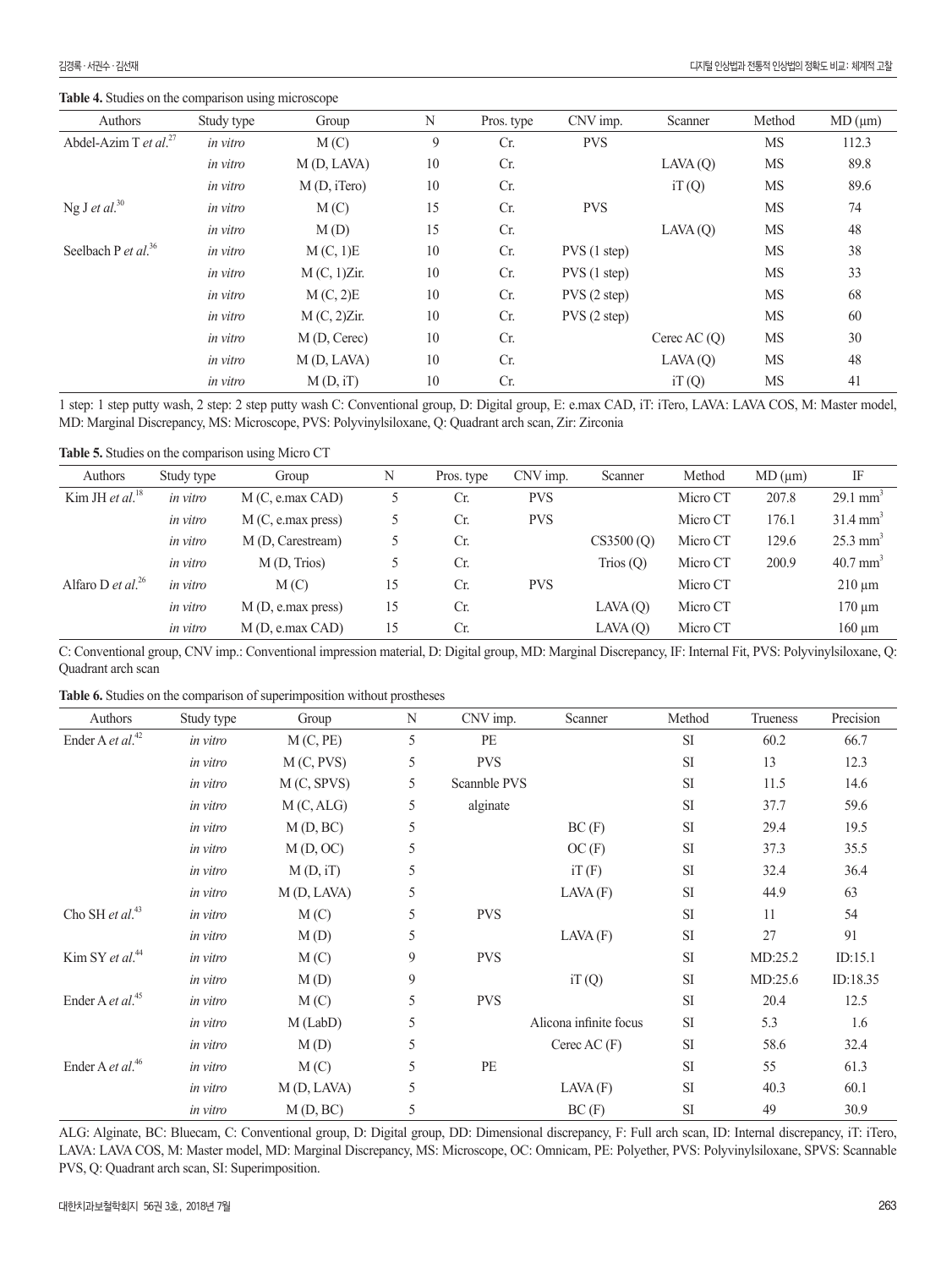**Table 4.** Studies on the comparison using microscope

| Authors | Study type | Group | N | Pros. type | CNV imp. | Scanner | Method | MD (μm) |
|---|---|---|---|---|---|---|---|---|
| Abdel-Azim T *et al.*[27] | *in vitro* | M (C) | 9 | Cr. | PVS | | MS | 112.3 |
| | *in vitro* | M (D, LAVA) | 10 | Cr. | | LAVA (Q) | MS | 89.8 |
| | *in vitro* | M (D, iTero) | 10 | Cr. | | iT (Q) | MS | 89.6 |
| Ng J *et al.*[30] | *in vitro* | M (C) | 15 | Cr. | PVS | | MS | 74 |
| | *in vitro* | M (D) | 15 | Cr. | | LAVA (Q) | MS | 48 |
| Seelbach P *et al.*[36] | *in vitro* | M (C, 1)E | 10 | Cr. | PVS (1 step) | | MS | 38 |
| | *in vitro* | M (C, 1)Zir. | 10 | Cr. | PVS (1 step) | | MS | 33 |
| | *in vitro* | M (C, 2)E | 10 | Cr. | PVS (2 step) | | MS | 68 |
| | *in vitro* | M (C, 2)Zir. | 10 | Cr. | PVS (2 step) | | MS | 60 |
| | *in vitro* | M (D, Cerec) | 10 | Cr. | | Cerec AC (Q) | MS | 30 |
| | *in vitro* | M (D, LAVA) | 10 | Cr. | | LAVA (Q) | MS | 48 |
| | *in vitro* | M (D, iT) | 10 | Cr. | | iT (Q) | MS | 41 |

1 step: 1 step putty wash, 2 step: 2 step putty wash C: Conventional group, D: Digital group, E: e.max CAD, iT: iTero, LAVA: LAVA COS, M: Master model, MD: Marginal Discrepancy, MS: Microscope, PVS: Polyvinylsiloxane, Q: Quadrant arch scan, Zir: Zirconia

**Table 5.** Studies on the comparison using Micro CT

| Authors | Study type | Group | N | Pros. type | CNV imp. | Scanner | Method | MD (μm) | IF |
|---|---|---|---|---|---|---|---|---|---|
| Kim JH *et al.*[18] | *in vitro* | M (C, e.max CAD) | 5 | Cr. | PVS | | Micro CT | 207.8 | 29.1 $mm^3$ |
| | *in vitro* | M (C, e.max press) | 5 | Cr. | PVS | | Micro CT | 176.1 | 31.4 $mm^3$ |
| | *in vitro* | M (D, Carestream) | 5 | Cr. | | CS3500 (Q) | Micro CT | 129.6 | 25.3 $mm^3$ |
| | *in vitro* | M (D, Trios) | 5 | Cr. | | Trios (Q) | Micro CT | 200.9 | 40.7 $mm^3$ |
| Alfaro D *et al.*[26] | *in vitro* | M (C) | 15 | Cr. | PVS | | Micro CT | | 210 μm |
| | *in vitro* | M (D, e.max press) | 15 | Cr. | | LAVA (Q) | Micro CT | | 170 μm |
| | *in vitro* | M (D, e.max CAD) | 15 | Cr. | | LAVA (Q) | Micro CT | | 160 μm |

C: Conventional group, CNV imp.: Conventional impression material, D: Digital group, MD: Marginal Discrepancy, IF: Internal Fit, PVS: Polyvinylsiloxane, Q: Quadrant arch scan

**Table 6.** Studies on the comparison of superimposition without prostheses

| Authors | Study type | Group | N | CNV imp. | Scanner | Method | Trueness | Precision |
|---|---|---|---|---|---|---|---|---|
| Ender A *et al.*[42] | *in vitro* | M (C, PE) | 5 | PE | | SI | 60.2 | 66.7 |
| | *in vitro* | M (C, PVS) | 5 | PVS | | SI | 13 | 12.3 |
| | *in vitro* | M (C, SPVS) | 5 | Scannble PVS | | SI | 11.5 | 14.6 |
| | *in vitro* | M (C, ALG) | 5 | alginate | | SI | 37.7 | 59.6 |
| | *in vitro* | M (D, BC) | 5 | | BC (F) | SI | 29.4 | 19.5 |
| | *in vitro* | M (D, OC) | 5 | | OC (F) | SI | 37.3 | 35.5 |
| | *in vitro* | M (D, iT) | 5 | | iT (F) | SI | 32.4 | 36.4 |
| | *in vitro* | M (D, LAVA) | 5 | | LAVA (F) | SI | 44.9 | 63 |
| Cho SH *et al.*[43] | *in vitro* | M (C) | 5 | PVS | | SI | 11 | 54 |
| | *in vitro* | M (D) | 5 | | LAVA (F) | SI | 27 | 91 |
| Kim SY *et al.*[44] | *in vitro* | M (C) | 9 | PVS | | SI | MD:25.2 | ID:15.1 |
| | *in vitro* | M (D) | 9 | | iT (Q) | SI | MD:25.6 | ID:18.35 |
| Ender A *et al.*[45] | *in vitro* | M (C) | 5 | PVS | | SI | 20.4 | 12.5 |
| | *in vitro* | M (LabD) | 5 | | Alicona infinite focus | SI | 5.3 | 1.6 |
| | *in vitro* | M (D) | 5 | | Cerec AC (F) | SI | 58.6 | 32.4 |
| Ender A *et al.*[46] | *in vitro* | M (C) | 5 | PE | | SI | 55 | 61.3 |
| | *in vitro* | M (D, LAVA) | 5 | | LAVA (F) | SI | 40.3 | 60.1 |
| | *in vitro* | M (D, BC) | 5 | | BC (F) | SI | 49 | 30.9 |

ALG: Alginate, BC: Bluecam, C: Conventional group, D: Digital group, DD: Dimensional discrepancy, F: Full arch scan, ID: Internal discrepancy, iT: iTero, LAVA: LAVA COS, M: Master model, MD: Marginal Discrepancy, MS: Microscope, OC: Omnicam, PE: Polyether, PVS: Polyvinylsiloxane, SPVS: Scannable PVS, Q: Quadrant arch scan, SI: Superimposition.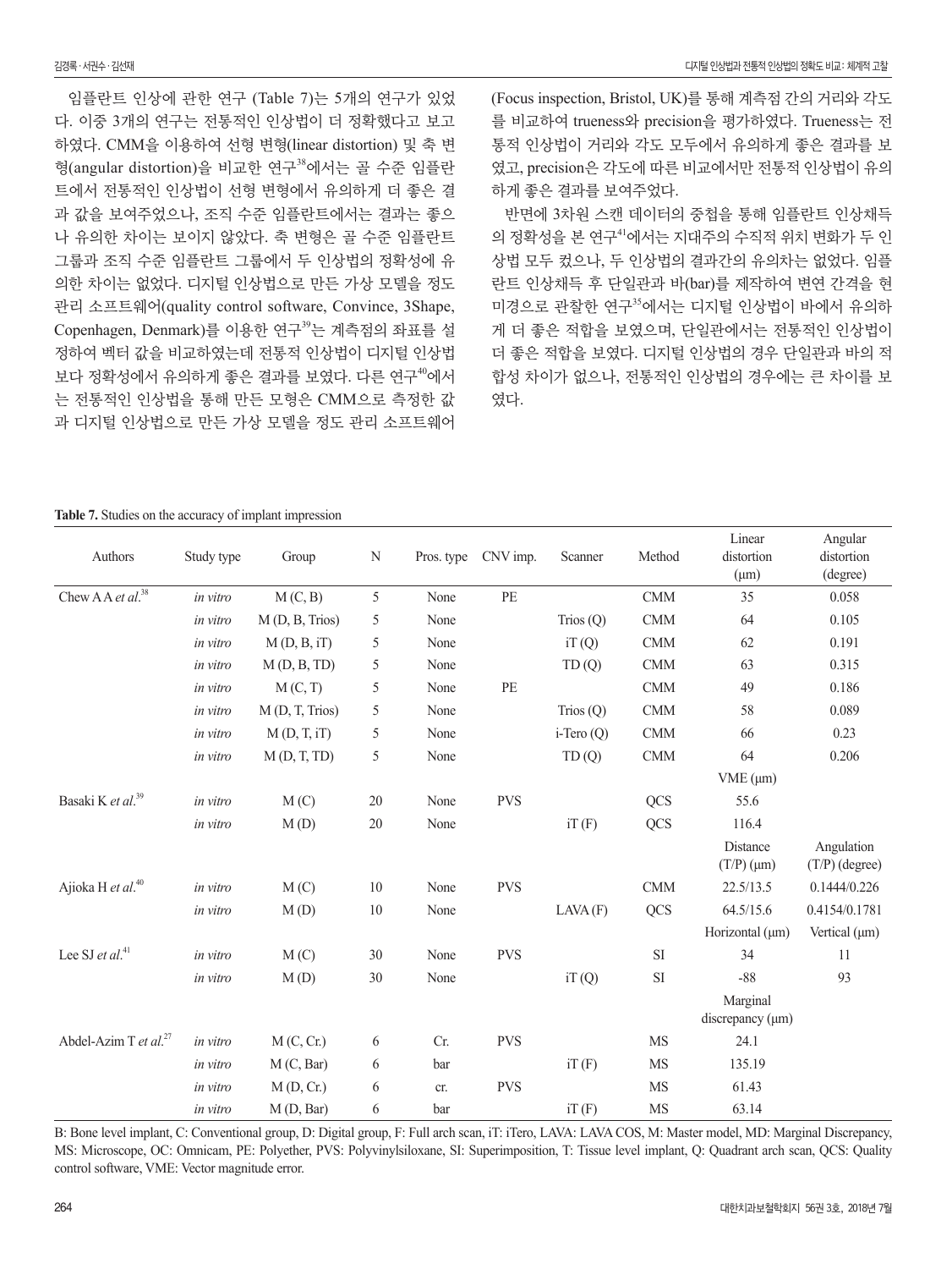임플란트 인상에 관한 연구 (Table 7)는 5개의 연구가 있었다. 이중 3개의 연구는 전통적인 인상법이 더 정확했다고 보고하였다. CMM을 이용하여 선형 변형(linear distortion) 및 축 변형(angular distortion)을 비교한 연구[38]에서는 골 수준 임플란트에서 전통적인 인상법이 선형 변형에서 유의하게 더 좋은 결과 값을 보여주었으나, 조직 수준 임플란트에서는 결과는 좋으나 유의한 차이는 보이지 않았다. 축 변형은 골 수준 임플란트 그룹과 조직 수준 임플란트 그룹에서 두 인상법의 정확성에 유의한 차이는 없었다. 디지털 인상법으로 만든 가상 모델을 정도 관리 소프트웨어(quality control software, Convince, 3Shape, Copenhagen, Denmark)를 이용한 연구[39]는 계측점의 좌표를 설정하여 벡터 값을 비교하였는데 전통적 인상법이 디지털 인상법보다 정확성에서 유의하게 좋은 결과를 보였다. 다른 연구[40]에서는 전통적인 인상법을 통해 만든 모형은 CMM으로 측정한 값과 디지털 인상법으로 만든 가상 모델을 정도 관리 소프트웨어(Focus inspection, Bristol, UK)를 통해 계측점 간의 거리와 각도를 비교하여 trueness와 precision을 평가하였다. Trueness는 전통적 인상법이 거리와 각도 모두에서 유의하게 좋은 결과를 보였고, precision은 각도에 따른 비교에서만 전통적 인상법이 유의하게 좋은 결과를 보여주었다.

반면에 3차원 스캔 데이터의 중첩을 통해 임플란트 인상채득의 정확성을 본 연구[41]에서는 지대주의 수직적 위치 변화가 두 인상법 모두 컸으나, 두 인상법의 결과간의 유의차는 없었다. 임플란트 인상채득 후 단일관과 바(bar)를 제작하여 변연 간격을 현미경으로 관찰한 연구[35]에서는 디지털 인상법이 바에서 유의하게 더 좋은 적합을 보였으며, 단일관에서는 전통적인 인상법이 더 좋은 적합을 보였다. 디지털 인상법의 경우 단일관과 바의 적합성 차이가 없으나, 전통적인 인상법의 경우에는 큰 차이를 보였다.

**Table 7.** Studies on the accuracy of implant impression

| Authors | Study type | Group | N | Pros. type | CNV imp. | Scanner | Method | Linear distortion (μm) | Angular distortion (degree) |
|---|---|---|---|---|---|---|---|---|---|
| Chew A A *et al*.[38] | *in vitro* | M (C, B) | 5 | None | PE | | CMM | 35 | 0.058 |
| | *in vitro* | M (D, B, Trios) | 5 | None | | Trios (Q) | CMM | 64 | 0.105 |
| | *in vitro* | M (D, B, iT) | 5 | None | | iT (Q) | CMM | 62 | 0.191 |
| | *in vitro* | M (D, B, TD) | 5 | None | | TD (Q) | CMM | 63 | 0.315 |
| | *in vitro* | M (C, T) | 5 | None | PE | | CMM | 49 | 0.186 |
| | *in vitro* | M (D, T, Trios) | 5 | None | | Trios (Q) | CMM | 58 | 0.089 |
| | *in vitro* | M (D, T, iT) | 5 | None | | i-Tero (Q) | CMM | 66 | 0.23 |
| | *in vitro* | M (D, T, TD) | 5 | None | | TD (Q) | CMM | 64 | 0.206 |
| | | | | | | | | VME (μm) | |
| Basaki K *et al*.[39] | *in vitro* | M (C) | 20 | None | PVS | | QCS | 55.6 | |
| | *in vitro* | M (D) | 20 | None | | iT (F) | QCS | 116.4 | |
| | | | | | | | | Distance (T/P) (μm) | Angulation (T/P) (degree) |
| Ajioka H *et al*.[40] | *in vitro* | M (C) | 10 | None | PVS | | CMM | 22.5/13.5 | 0.1444/0.226 |
| | *in vitro* | M (D) | 10 | None | | LAVA (F) | QCS | 64.5/15.6 | 0.4154/0.1781 |
| | | | | | | | | Horizontal (μm) | Vertical (μm) |
| Lee SJ *et al*.[41] | *in vitro* | M (C) | 30 | None | PVS | | SI | 34 | 11 |
| | *in vitro* | M (D) | 30 | None | | iT (Q) | SI | -88 | 93 |
| | | | | | | | | Marginal discrepancy (μm) | |
| Abdel-Azim T *et al*.[27] | *in vitro* | M (C, Cr.) | 6 | Cr. | PVS | | MS | 24.1 | |
| | *in vitro* | M (C, Bar) | 6 | bar | | iT (F) | MS | 135.19 | |
| | *in vitro* | M (D, Cr.) | 6 | cr. | PVS | | MS | 61.43 | |
| | *in vitro* | M (D, Bar) | 6 | bar | | iT (F) | MS | 63.14 | |

B: Bone level implant, C: Conventional group, D: Digital group, F: Full arch scan, iT: iTero, LAVA: LAVA COS, M: Master model, MD: Marginal Discrepancy, MS: Microscope, OC: Omnicam, PE: Polyether, PVS: Polyvinylsiloxane, SI: Superimposition, T: Tissue level implant, Q: Quadrant arch scan, QCS: Quality control software, VME: Vector magnitude error.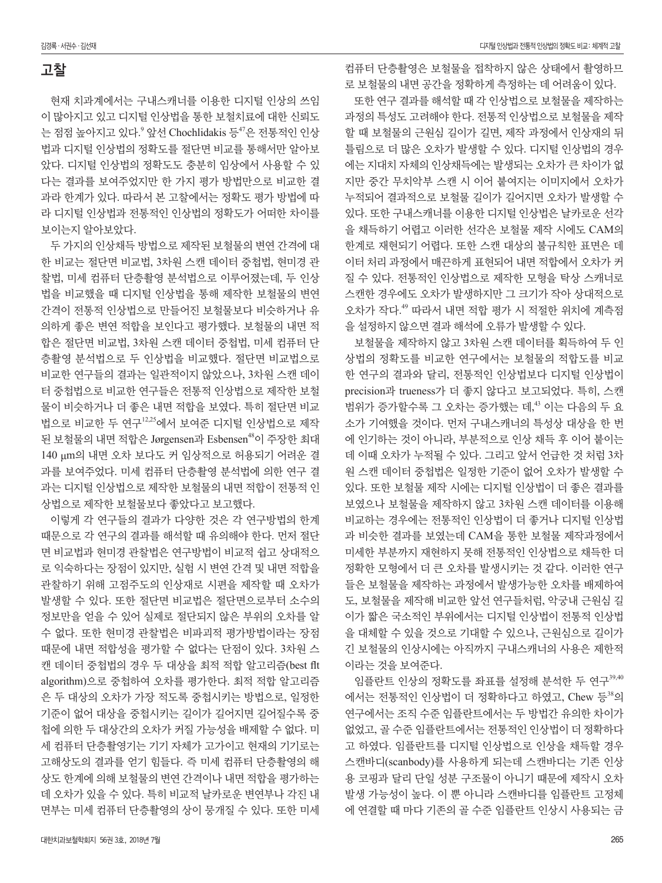## 고찰

현재 치과계에서는 구내스캐너를 이용한 디지털 인상의 쓰임이 많아지고 있고 디지털 인상법을 통한 보철치료에 대한 신뢰도는 점점 높아지고 있다.[9] 앞선 Chochlidakis 등[47]은 전통적인 인상법과 디지털 인상법의 정확도를 절단면 비교를 통해서만 알아보았다. 디지털 인상법의 정확도도 충분히 임상에서 사용할 수 있다는 결과를 보여주었지만 한 가지 평가 방법만으로 비교한 결과라 한계가 있다. 따라서 본 고찰에서는 정확도 평가 방법에 따라 디지털 인상법과 전통적인 인상법의 정확도가 어떠한 차이를 보이는지 알아보았다.

두 가지의 인상채득 방법으로 제작된 보철물의 변연 간격에 대한 비교는 절단면 비교법, 3차원 스캔 데이터 중첩법, 현미경 관찰법, 미세 컴퓨터 단층촬영 분석법으로 이루어졌는데, 두 인상법을 비교했을 때 디지털 인상법을 통해 제작한 보철물의 변연 간격이 전통적 인상법으로 만들어진 보철물보다 비슷하거나 유의하게 좋은 변연 적합을 보인다고 평가했다. 보철물의 내면 적합은 절단면 비교법, 3차원 스캔 데이터 중첩법, 미세 컴퓨터 단층촬영 분석법으로 두 인상법을 비교했다. 절단면 비교법으로 비교한 연구들의 결과는 일관적이지 않았으나, 3차원 스캔 데이터 중첩법으로 비교한 연구들은 전통적 인상법으로 제작한 보철물이 비슷하거나 더 좋은 내면 적합을 보였다. 특히 절단면 비교법으로 비교한 두 연구[12,25]에서 보여준 디지털 인상법으로 제작된 보철물의 내면 적합은 Jørgensen과 Esbensen[48]이 주장한 최대 140 μm의 내면 오차 보다도 커 임상적으로 허용되기 어려운 결과를 보여주었다. 미세 컴퓨터 단층촬영 분석법에 의한 연구 결과는 디지털 인상법으로 제작한 보철물의 내면 적합이 전통적 인상법으로 제작한 보철물보다 좋았다고 보고했다.

이렇게 각 연구들의 결과가 다양한 것은 각 연구방법의 한계 때문으로 각 연구의 결과를 해석할 때 유의해야 한다. 먼저 절단면 비교법과 현미경 관찰법은 연구방법이 비교적 쉽고 상대적으로 익숙하다는 장점이 있지만, 실험 시 변연 간격 및 내면 적합을 관찰하기 위해 고점주도의 인상재로 시편을 제작할 때 오차가 발생할 수 있다. 또한 절단면 비교법은 절단면으로부터 소수의 정보만을 얻을 수 있어 실제로 절단되지 않은 부위의 오차를 알 수 없다. 또한 현미경 관찰법은 비파괴적 평가방법이라는 장점 때문에 내면 적합성을 평가할 수 없다는 단점이 있다. 3차원 스캔 데이터 중첩법의 경우 두 대상을 최적 적합 알고리즘(best flt algorithm)으로 중첩하여 오차를 평가한다. 최적 적합 알고리즘은 두 대상의 오차가 가장 적도록 중첩시키는 방법으로, 일정한 기준이 없어 대상을 중첩시키는 길이가 길어지면 길어질수록 중첩에 의한 두 대상간의 오차가 커질 가능성을 배제할 수 없다. 미세 컴퓨터 단층촬영기는 기기 자체가 고가이고 현재의 기기로는 고해상도의 결과를 얻기 힘들다. 즉 미세 컴퓨터 단층촬영의 해상도 한계에 의해 보철물의 변연 간격이나 내면 적합을 평가하는데 오차가 있을 수 있다. 특히 비교적 날카로운 변연부나 각진 내면부는 미세 컴퓨터 단층촬영의 상이 뭉개질 수 있다. 또한 미세 컴퓨터 단층촬영은 보철물을 접착하지 않은 상태에서 촬영하므로 보철물의 내면 공간을 정확하게 측정하는 데 어려움이 있다.

또한 연구 결과를 해석할 때 각 인상법으로 보철물을 제작하는 과정의 특성도 고려해야 한다. 전통적 인상법으로 보철물을 제작할 때 보철물의 근원심 길이가 길면, 제작 과정에서 인상재의 뒤틀림으로 더 많은 오차가 발생할 수 있다. 디지털 인상법의 경우에는 지대치 자체의 인상채득에는 발생되는 오차가 큰 차이가 없지만 중간 무치악부 스캔 시 이어 붙여지는 이미지에서 오차가 누적되어 결과적으로 보철물 길이가 길어지면 오차가 발생할 수 있다. 또한 구내스캐너를 이용한 디지털 인상법은 날카로운 선각을 채득하기 어렵고 이러한 선각은 보철물 제작 시에도 CAM의 한계로 재현되기 어렵다. 또한 스캔 대상의 불규칙한 표면은 데이터 처리 과정에서 매끈하게 표현되어 내면 적합에서 오차가 커질 수 있다. 전통적인 인상법으로 제작한 모형을 탁상 스캐너로 스캔한 경우에도 오차가 발생하지만 그 크기가 작아 상대적으로 오차가 작다.[49] 따라서 내면 적합 평가 시 적절한 위치에 계측점을 설정하지 않으면 결과 해석에 오류가 발생할 수 있다.

보철물을 제작하지 않고 3차원 스캔 데이터를 획득하여 두 인상법의 정확도를 비교한 연구에서는 보철물의 적합도를 비교한 연구의 결과와 달리, 전통적인 인상법보다 디지털 인상법이 precision과 trueness가 더 좋지 않다고 보고되었다. 특히, 스캔 범위가 증가할수록 그 오차는 증가했는 데,[43] 이는 다음의 두 요소가 기여했을 것이다. 먼저 구내스캐너의 특성상 대상을 한 번에 인기하는 것이 아니라, 부분적으로 인상 채득 후 이어 붙이는데 이때 오차가 누적될 수 있다. 그리고 앞서 언급한 것 처럼 3차원 스캔 데이터 중첩법은 일정한 기준이 없어 오차가 발생할 수 있다. 또한 보철물 제작 시에는 디지털 인상법이 더 좋은 결과를 보였으나 보철물을 제작하지 않고 3차원 스캔 데이터를 이용해 비교하는 경우에는 전통적인 인상법이 더 좋거나 디지털 인상법과 비슷한 결과를 보였는데 CAM을 통한 보철물 제작과정에서 미세한 부분까지 재현하지 못해 전통적인 인상법으로 채득한 더 정확한 모형에서 더 큰 오차를 발생시키는 것 같다. 이러한 연구들은 보철물을 제작하는 과정에서 발생가능한 오차를 배제하여도, 보철물을 제작해 비교한 앞선 연구들처럼, 악궁내 근원심 길이가 짧은 국소적인 부위에서는 디지털 인상법이 전통적 인상법을 대체할 수 있을 것으로 기대할 수 있으나, 근원심으로 길이가 긴 보철물의 인상시에는 아직까지 구내스캐너의 사용은 제한적이라는 것을 보여준다.

임플란트 인상의 정확도를 좌표를 설정해 분석한 두 연구[39,40]에서는 전통적인 인상법이 더 정확하다고 하였고, Chew 등[38]의 연구에서는 조직 수준 임플란트에서는 두 방법간 유의한 차이가 없었고, 골 수준 임플란트에서는 전통적인 인상법이 더 정확하다고 하였다. 임플란트를 디지털 인상법으로 인상을 채득할 경우 스캔바디(scanbody)를 사용하게 되는데 스캔바디는 기존 인상용 코핑과 달리 단일 성분 구조물이 아니기 때문에 제작시 오차 발생 가능성이 높다. 이 뿐 아니라 스캔바디를 임플란트 고정체에 연결할 때 마다 기존의 골 수준 임플란트 인상시 사용되는 금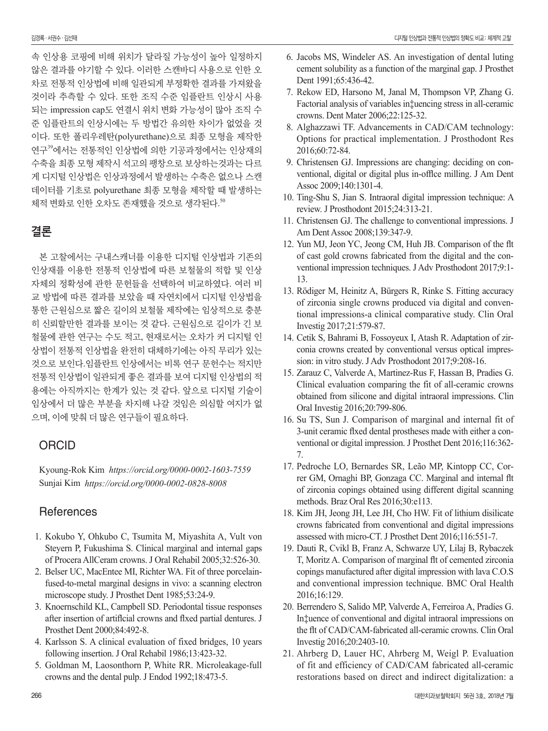속 인상용 코핑에 비해 위치가 달라질 가능성이 높아 일정하지 않은 결과를 야기할 수 있다. 이러한 스캔바디 사용으로 인한 오차로 전통적 인상법에 비해 일관되게 부정확한 결과를 가져왔을 것이라 추측할 수 있다. 또한 조직 수준 임플란트 인상시 사용되는 impression cap도 연결시 위치 변화 가능성이 많아 조직 수준 임플란트의 인상시에는 두 방법간 유의한 차이가 없었을 것이다. 또한 폴리우레탄(polyurethane)으로 최종 모형을 제작한 연구[39]에서는 전통적인 인상법에 의한 기공과정에서는 인상재의 수축을 최종 모형 제작시 석고의 팽창으로 보상하는것과는 다르게 디지털 인상법은 인상과정에서 발생하는 수축은 없으나 스캔 데이터를 기초로 polyurethane 최종 모형을 제작할 때 발생하는 체적 변화로 인한 오차도 존재했을 것으로 생각된다.[50]

## 결론

본 고찰에서는 구내스캐너를 이용한 디지털 인상법과 기존의 인상재를 이용한 전통적 인상법에 따른 보철물의 적합 및 인상 자체의 정확성에 관한 문헌들을 선택하여 비교하였다. 여러 비교 방법에 따른 결과를 보았을 때 자연치에서 디지털 인상법을 통한 근원심으로 짧은 길이의 보철물 제작에는 임상적으로 충분히 신뢰할만한 결과를 보이는 것 같다. 근원심으로 길이가 긴 보철물에 관한 연구는 수도 적고, 현재로서는 오차가 커 디지털 인상법이 전통적 인상법을 완전히 대체하기에는 아직 무리가 있는 것으로 보인다.임플란트 인상에서는 비록 연구 문헌수는 적지만 전통적 인상법이 일관되게 좋은 결과를 보여 디지털 인상법의 적용에는 아직까지는 한계가 있는 것 같다. 앞으로 디지털 기술이 임상에서 더 많은 부분을 차지해 나갈 것임은 의심할 여지가 없으며, 이에 맞춰 더 많은 연구들이 필요하다.

## ORCID

Kyoung-Rok Kim *https://orcid.org/0000-0002-1603-7559*
Sunjai Kim *https://orcid.org/0000-0002-0828-8008*

## References

1. Kokubo Y, Ohkubo C, Tsumita M, Miyashita A, Vult von Steyern P, Fukushima S. Clinical marginal and internal gaps of Procera AllCeram crowns. J Oral Rehabil 2005;32:526-30.
2. Belser UC, MacEntee MI, Richter WA. Fit of three porcelain-fused-to-metal marginal designs in vivo: a scanning electron microscope study. J Prosthet Dent 1985;53:24-9.
3. Knoernschild KL, Campbell SD. Periodontal tissue responses after insertion of artificial crowns and fixed partial dentures. J Prosthet Dent 2000;84:492-8.
4. Karlsson S. A clinical evaluation of fixed bridges, 10 years following insertion. J Oral Rehabil 1986;13:423-32.
5. Goldman M, Laosonthorn P, White RR. Microleakage-full crowns and the dental pulp. J Endod 1992;18:473-5.
6. Jacobs MS, Windeler AS. An investigation of dental luting cement solubility as a function of the marginal gap. J Prosthet Dent 1991;65:436-42.
7. Rekow ED, Harsono M, Janal M, Thompson VP, Zhang G. Factorial analysis of variables influencing stress in all-ceramic crowns. Dent Mater 2006;22:125-32.
8. Alghazzawi TF. Advancements in CAD/CAM technology: Options for practical implementation. J Prosthodont Res 2016;60:72-84.
9. Christensen GJ. Impressions are changing: deciding on conventional, digital or digital plus in-office milling. J Am Dent Assoc 2009;140:1301-4.
10. Ting-Shu S, Jian S. Intraoral digital impression technique: A review. J Prosthodont 2015;24:313-21.
11. Christensen GJ. The challenge to conventional impressions. J Am Dent Assoc 2008;139:347-9.
12. Yun MJ, Jeon YC, Jeong CM, Huh JB. Comparison of the fit of cast gold crowns fabricated from the digital and the conventional impression techniques. J Adv Prosthodont 2017;9:1-13.
13. Rödiger M, Heinitz A, Bürgers R, Rinke S. Fitting accuracy of zirconia single crowns produced via digital and conventional impressions-a clinical comparative study. Clin Oral Investig 2017;21:579-87.
14. Cetik S, Bahrami B, Fossoyeux I, Atash R. Adaptation of zirconia crowns created by conventional versus optical impression: in vitro study. J Adv Prosthodont 2017;9:208-16.
15. Zarauz C, Valverde A, Martinez-Rus F, Hassan B, Pradies G. Clinical evaluation comparing the fit of all-ceramic crowns obtained from silicone and digital intraoral impressions. Clin Oral Investig 2016;20:799-806.
16. Su TS, Sun J. Comparison of marginal and internal fit of 3-unit ceramic fixed dental prostheses made with either a conventional or digital impression. J Prosthet Dent 2016;116:362-7.
17. Pedroche LO, Bernardes SR, Leão MP, Kintopp CC, Correr GM, Ornaghi BP, Gonzaga CC. Marginal and internal fit of zirconia copings obtained using different digital scanning methods. Braz Oral Res 2016;30:e113.
18. Kim JH, Jeong JH, Lee JH, Cho HW. Fit of lithium disilicate crowns fabricated from conventional and digital impressions assessed with micro-CT. J Prosthet Dent 2016;116:551-7.
19. Dauti R, Cvikl B, Franz A, Schwarze UY, Lilaj B, Rybaczek T, Moritz A. Comparison of marginal fit of cemented zirconia copings manufactured after digital impression with lava C.O.S and conventional impression technique. BMC Oral Health 2016;16:129.
20. Berrendero S, Salido MP, Valverde A, Ferreiroa A, Pradíes G. Influence of conventional and digital intraoral impressions on the fit of CAD/CAM-fabricated all-ceramic crowns. Clin Oral Investig 2016;20:2403-10.
21. Ahrberg D, Lauer HC, Ahrberg M, Weigl P. Evaluation of fit and efficiency of CAD/CAM fabricated all-ceramic restorations based on direct and indirect digitalization: a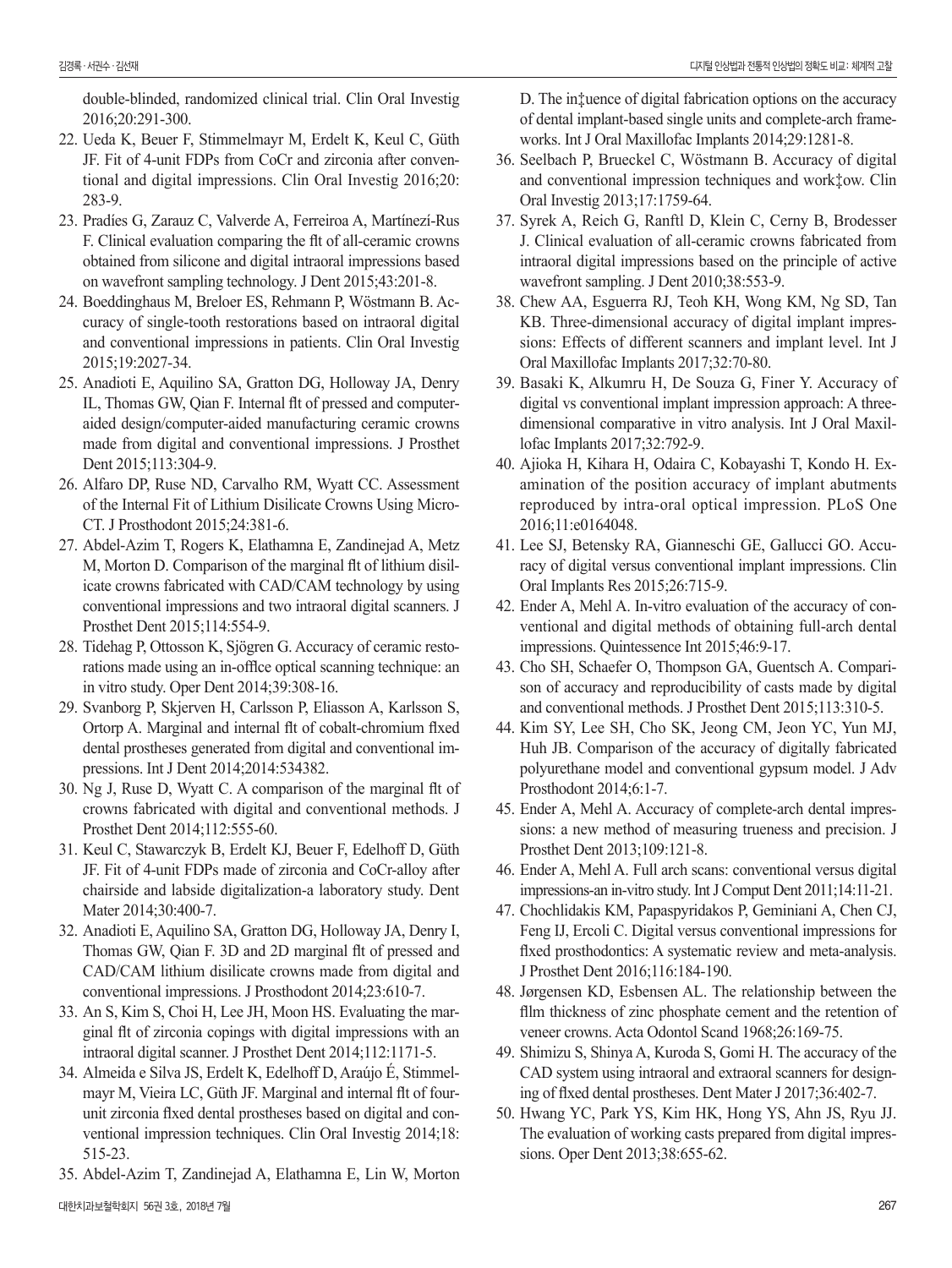double-blinded, randomized clinical trial. Clin Oral Investig 2016;20:291-300.

22. Ueda K, Beuer F, Stimmelmayr M, Erdelt K, Keul C, Güth JF. Fit of 4-unit FDPs from CoCr and zirconia after conventional and digital impressions. Clin Oral Investig 2016;20: 283-9.
23. Pradíes G, Zarauz C, Valverde A, Ferreiroa A, Martínezí-Rus F. Clinical evaluation comparing the flt of all-ceramic crowns obtained from silicone and digital intraoral impressions based on wavefront sampling technology. J Dent 2015;43:201-8.
24. Boeddinghaus M, Breloer ES, Rehmann P, Wöstmann B. Accuracy of single-tooth restorations based on intraoral digital and conventional impressions in patients. Clin Oral Investig 2015;19:2027-34.
25. Anadioti E, Aquilino SA, Gratton DG, Holloway JA, Denry IL, Thomas GW, Qian F. Internal flt of pressed and computer-aided design/computer-aided manufacturing ceramic crowns made from digital and conventional impressions. J Prosthet Dent 2015;113:304-9.
26. Alfaro DP, Ruse ND, Carvalho RM, Wyatt CC. Assessment of the Internal Fit of Lithium Disilicate Crowns Using Micro-CT. J Prosthodont 2015;24:381-6.
27. Abdel-Azim T, Rogers K, Elathamna E, Zandinejad A, Metz M, Morton D. Comparison of the marginal flt of lithium disilicate crowns fabricated with CAD/CAM technology by using conventional impressions and two intraoral digital scanners. J Prosthet Dent 2015;114:554-9.
28. Tidehag P, Ottosson K, Sjögren G. Accuracy of ceramic restorations made using an in-offlce optical scanning technique: an in vitro study. Oper Dent 2014;39:308-16.
29. Svanborg P, Skjerven H, Carlsson P, Eliasson A, Karlsson S, Ortorp A. Marginal and internal flt of cobalt-chromium flxed dental prostheses generated from digital and conventional impressions. Int J Dent 2014;2014:534382.
30. Ng J, Ruse D, Wyatt C. A comparison of the marginal flt of crowns fabricated with digital and conventional methods. J Prosthet Dent 2014;112:555-60.
31. Keul C, Stawarczyk B, Erdelt KJ, Beuer F, Edelhoff D, Güth JF. Fit of 4-unit FDPs made of zirconia and CoCr-alloy after chairside and labside digitalization-a laboratory study. Dent Mater 2014;30:400-7.
32. Anadioti E, Aquilino SA, Gratton DG, Holloway JA, Denry I, Thomas GW, Qian F. 3D and 2D marginal flt of pressed and CAD/CAM lithium disilicate crowns made from digital and conventional impressions. J Prosthodont 2014;23:610-7.
33. An S, Kim S, Choi H, Lee JH, Moon HS. Evaluating the marginal flt of zirconia copings with digital impressions with an intraoral digital scanner. J Prosthet Dent 2014;112:1171-5.
34. Almeida e Silva JS, Erdelt K, Edelhoff D, Araújo É, Stimmelmayr M, Vieira LC, Güth JF. Marginal and internal flt of four-unit zirconia flxed dental prostheses based on digital and conventional impression techniques. Clin Oral Investig 2014;18: 515-23.
35. Abdel-Azim T, Zandinejad A, Elathamna E, Lin W, Morton D. The in‡uence of digital fabrication options on the accuracy of dental implant-based single units and complete-arch frameworks. Int J Oral Maxillofac Implants 2014;29:1281-8.
36. Seelbach P, Brueckel C, Wöstmann B. Accuracy of digital and conventional impression techniques and work‡ow. Clin Oral Investig 2013;17:1759-64.
37. Syrek A, Reich G, Ranftl D, Klein C, Cerny B, Brodesser J. Clinical evaluation of all-ceramic crowns fabricated from intraoral digital impressions based on the principle of active wavefront sampling. J Dent 2010;38:553-9.
38. Chew AA, Esguerra RJ, Teoh KH, Wong KM, Ng SD, Tan KB. Three-dimensional accuracy of digital implant impressions: Effects of different scanners and implant level. Int J Oral Maxillofac Implants 2017;32:70-80.
39. Basaki K, Alkumru H, De Souza G, Finer Y. Accuracy of digital vs conventional implant impression approach: A three-dimensional comparative in vitro analysis. Int J Oral Maxillofac Implants 2017;32:792-9.
40. Ajioka H, Kihara H, Odaira C, Kobayashi T, Kondo H. Examination of the position accuracy of implant abutments reproduced by intra-oral optical impression. PLoS One 2016;11:e0164048.
41. Lee SJ, Betensky RA, Gianneschi GE, Gallucci GO. Accuracy of digital versus conventional implant impressions. Clin Oral Implants Res 2015;26:715-9.
42. Ender A, Mehl A. In-vitro evaluation of the accuracy of conventional and digital methods of obtaining full-arch dental impressions. Quintessence Int 2015;46:9-17.
43. Cho SH, Schaefer O, Thompson GA, Guentsch A. Comparison of accuracy and reproducibility of casts made by digital and conventional methods. J Prosthet Dent 2015;113:310-5.
44. Kim SY, Lee SH, Cho SK, Jeong CM, Jeon YC, Yun MJ, Huh JB. Comparison of the accuracy of digitally fabricated polyurethane model and conventional gypsum model. J Adv Prosthodont 2014;6:1-7.
45. Ender A, Mehl A. Accuracy of complete-arch dental impressions: a new method of measuring trueness and precision. J Prosthet Dent 2013;109:121-8.
46. Ender A, Mehl A. Full arch scans: conventional versus digital impressions-an in-vitro study. Int J Comput Dent 2011;14:11-21.
47. Chochlidakis KM, Papaspyridakos P, Geminiani A, Chen CJ, Feng IJ, Ercoli C. Digital versus conventional impressions for flxed prosthodontics: A systematic review and meta-analysis. J Prosthet Dent 2016;116:184-190.
48. Jørgensen KD, Esbensen AL. The relationship between the fllm thickness of zinc phosphate cement and the retention of veneer crowns. Acta Odontol Scand 1968;26:169-75.
49. Shimizu S, Shinya A, Kuroda S, Gomi H. The accuracy of the CAD system using intraoral and extraoral scanners for designing of flxed dental prostheses. Dent Mater J 2017;36:402-7.
50. Hwang YC, Park YS, Kim HK, Hong YS, Ahn JS, Ryu JJ. The evaluation of working casts prepared from digital impressions. Oper Dent 2013;38:655-62.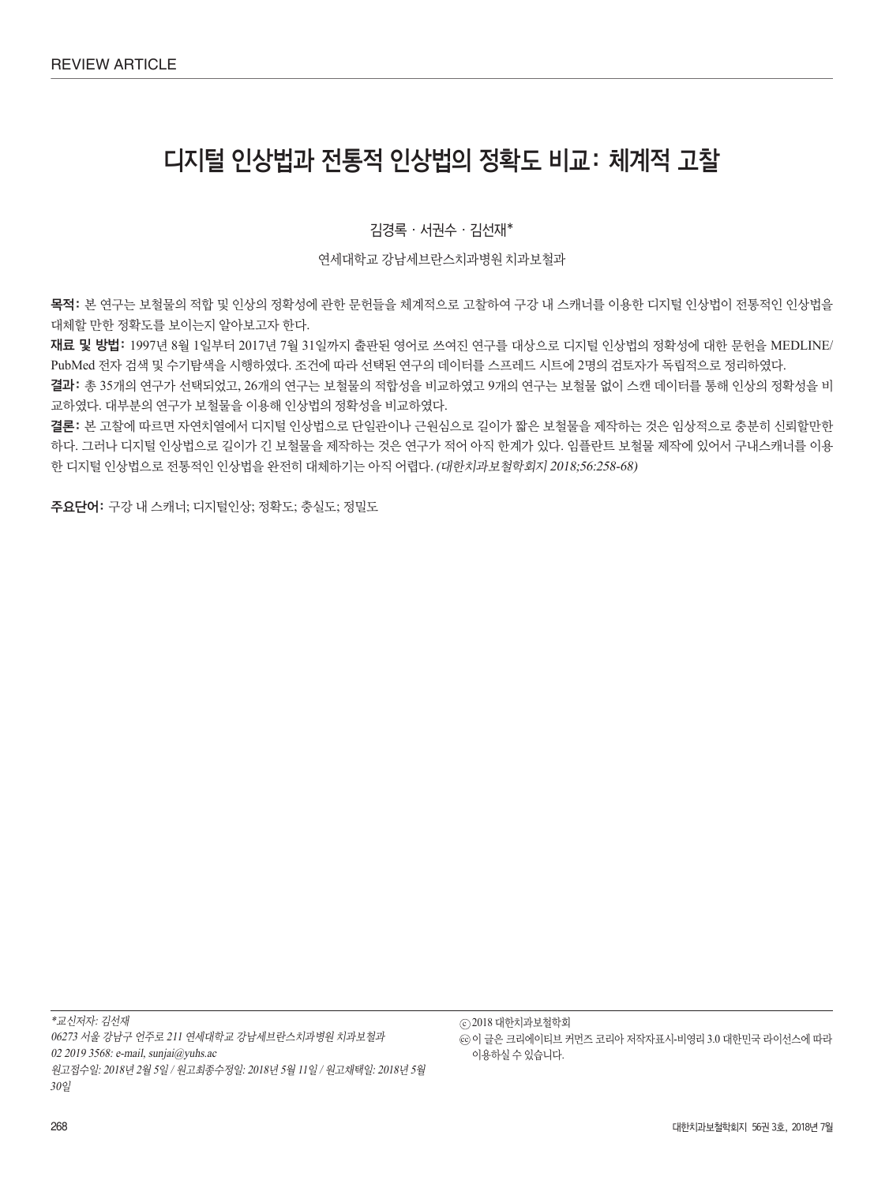# 디지털 인상법과 전통적 인상법의 정확도 비교: 체계적 고찰

김경록 · 서권수 · 김선재*

연세대학교 강남세브란스치과병원 치과보철과

**목적:** 본 연구는 보철물의 적합 및 인상의 정확성에 관한 문헌들을 체계적으로 고찰하여 구강 내 스캐너를 이용한 디지털 인상법이 전통적인 인상법을 대체할 만한 정확도를 보이는지 알아보고자 한다.

**재료 및 방법:** 1997년 8월 1일부터 2017년 7월 31일까지 출판된 영어로 쓰여진 연구를 대상으로 디지털 인상법의 정확성에 대한 문헌을 MEDLINE/PubMed 전자 검색 및 수기탐색을 시행하였다. 조건에 따라 선택된 연구의 데이터를 스프레드 시트에 2명의 검토자가 독립적으로 정리하였다.

**결과:** 총 35개의 연구가 선택되었고, 26개의 연구는 보철물의 적합성을 비교하였고 9개의 연구는 보철물 없이 스캔 데이터를 통해 인상의 정확성을 비교하였다. 대부분의 연구가 보철물을 이용해 인상법의 정확성을 비교하였다.

**결론:** 본 고찰에 따르면 자연치열에서 디지털 인상법으로 단일관이나 근원심으로 길이가 짧은 보철물을 제작하는 것은 임상적으로 충분히 신뢰할만한하다. 그러나 디지털 인상법으로 길이가 긴 보철물을 제작하는 것은 연구가 적어 아직 한계가 있다. 임플란트 보철물 제작에 있어서 구내스캐너를 이용한 디지털 인상법으로 전통적인 인상법을 완전히 대체하기는 아직 어렵다. *(대한치과보철학회지 2018;56:258-68)*

**주요단어:** 구강 내 스캐너; 디지털인상; 정확도; 충실도; 정밀도

*교신저자: 김선재*
*06273 서울 강남구 언주로 211 연세대학교 강남세브란스치과병원 치과보철과*
*02 2019 3568: e-mail, sunjai@yuhs.ac*
*원고접수일: 2018년 2월 5일 / 원고최종수정일: 2018년 5월 11일 / 원고채택일: 2018년 5월 30일*

ⓒ 2018 대한치과보철학회
ⓒ 이 글은 크리에이티브 커먼즈 코리아 저작자표시-비영리 3.0 대한민국 라이선스에 따라 이용하실 수 있습니다.